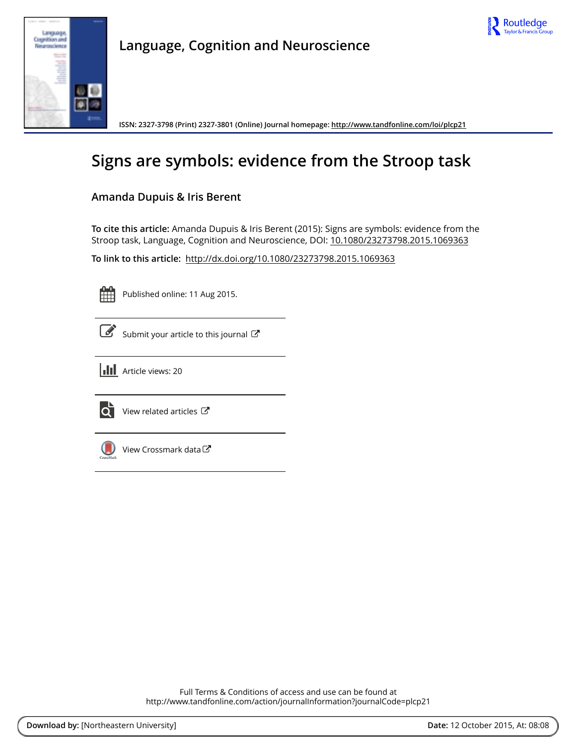Language, Cognition and Neuroscience

ISSN: 2327-3798 (Print) 2327-3801 (Online) Journal homepage: http://www.tandfonline.com/loi/plcp21

# Signs are symbols: evidence from the Stroop task

**Amanda Dupuis & Iris Berent**

**To cite this article:** Amanda Dupuis & Iris Berent (2015): Signs are symbols: evidence from the Stroop task, Language, Cognition and Neuroscience, DOI: 10.1080/23273798.2015.1069363

**To link to this article:** http://dx.doi.org/10.1080/23273798.2015.1069363

Published online: 11 Aug 2015.

Submit your article to this journal

Article views: 20

View related articles

View Crossmark data

Full Terms & Conditions of access and use can be found at http://www.tandfonline.com/action/journalInformation?journalCode=plcp21

**Download by:** [Northeastern University] **Date:** 12 October 2015, At: 08:08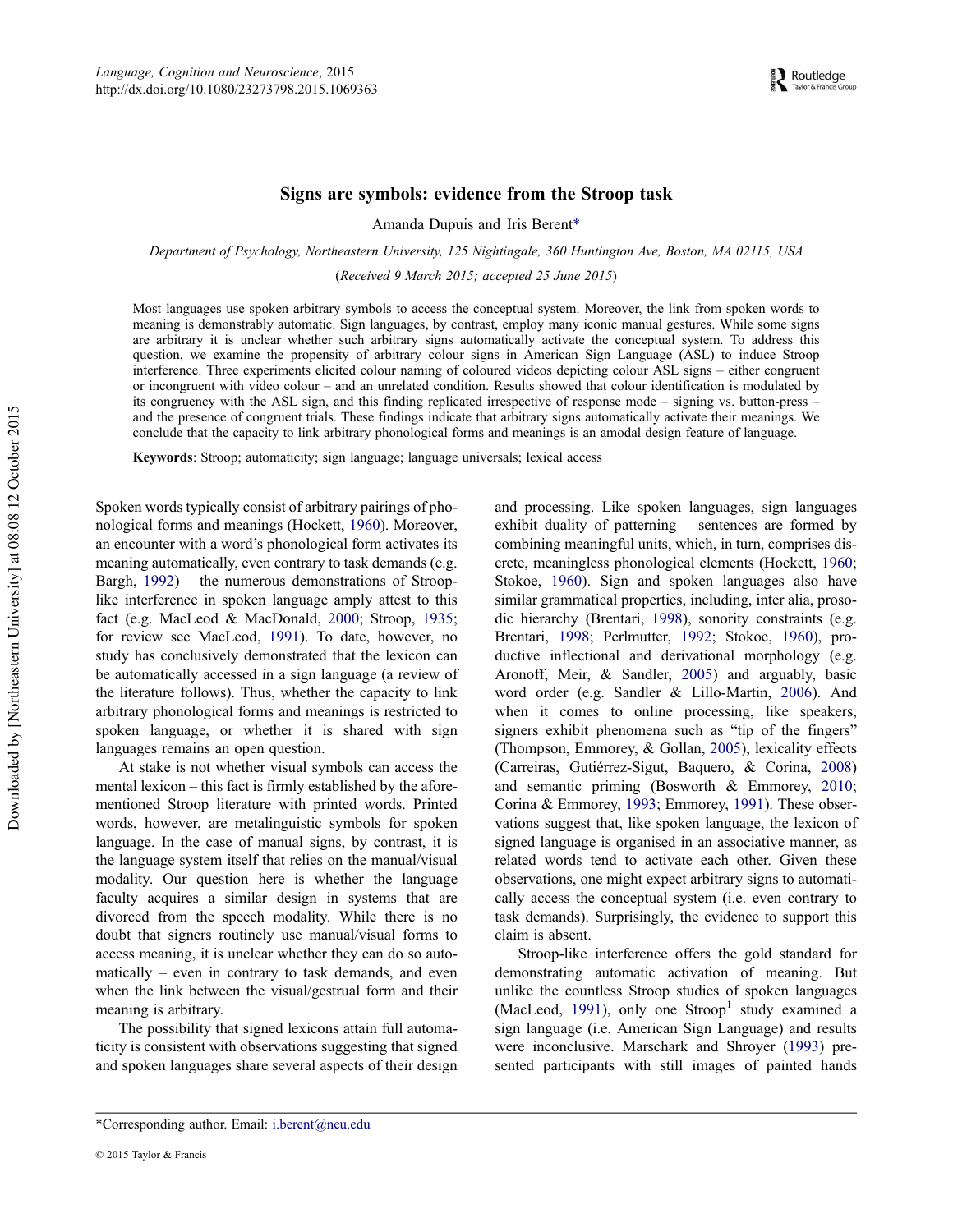# Signs are symbols: evidence from the Stroop task

Amanda Dupuis and Iris Berent*

*Department of Psychology, Northeastern University, 125 Nightingale, 360 Huntington Ave, Boston, MA 02115, USA*

(*Received 9 March 2015; accepted 25 June 2015*)

Most languages use spoken arbitrary symbols to access the conceptual system. Moreover, the link from spoken words to meaning is demonstrably automatic. Sign languages, by contrast, employ many iconic manual gestures. While some signs are arbitrary it is unclear whether such arbitrary signs automatically activate the conceptual system. To address this question, we examine the propensity of arbitrary colour signs in American Sign Language (ASL) to induce Stroop interference. Three experiments elicited colour naming of coloured videos depicting colour ASL signs – either congruent or incongruent with video colour – and an unrelated condition. Results showed that colour identification is modulated by its congruency with the ASL sign, and this finding replicated irrespective of response mode – signing vs. button-press – and the presence of congruent trials. These findings indicate that arbitrary signs automatically activate their meanings. We conclude that the capacity to link arbitrary phonological forms and meanings is an amodal design feature of language.

**Keywords**: Stroop; automaticity; sign language; language universals; lexical access

Spoken words typically consist of arbitrary pairings of phonological forms and meanings (Hockett, 1960). Moreover, an encounter with a word's phonological form activates its meaning automatically, even contrary to task demands (e.g. Bargh, 1992) – the numerous demonstrations of Stroop-like interference in spoken language amply attest to this fact (e.g. MacLeod & MacDonald, 2000; Stroop, 1935; for review see MacLeod, 1991). To date, however, no study has conclusively demonstrated that the lexicon can be automatically accessed in a sign language (a review of the literature follows). Thus, whether the capacity to link arbitrary phonological forms and meanings is restricted to spoken language, or whether it is shared with sign languages remains an open question.

At stake is not whether visual symbols can access the mental lexicon – this fact is firmly established by the aforementioned Stroop literature with printed words. Printed words, however, are metalinguistic symbols for spoken language. In the case of manual signs, by contrast, it is the language system itself that relies on the manual/visual modality. Our question here is whether the language faculty acquires a similar design in systems that are divorced from the speech modality. While there is no doubt that signers routinely use manual/visual forms to access meaning, it is unclear whether they can do so automatically – even in contrary to task demands, and even when the link between the visual/gestural form and their meaning is arbitrary.

The possibility that signed lexicons attain full automaticity is consistent with observations suggesting that signed and spoken languages share several aspects of their design and processing. Like spoken languages, sign languages exhibit duality of patterning – sentences are formed by combining meaningful units, which, in turn, comprises discrete, meaningless phonological elements (Hockett, 1960; Stokoe, 1960). Sign and spoken languages also have similar grammatical properties, including, inter alia, prosodic hierarchy (Brentari, 1998), sonority constraints (e.g. Brentari, 1998; Perlmutter, 1992; Stokoe, 1960), productive inflectional and derivational morphology (e.g. Aronoff, Meir, & Sandler, 2005) and arguably, basic word order (e.g. Sandler & Lillo-Martin, 2006). And when it comes to online processing, like speakers, signers exhibit phenomena such as "tip of the fingers" (Thompson, Emmorey, & Gollan, 2005), lexicality effects (Carreiras, Gutiérrez-Sigut, Baquero, & Corina, 2008) and semantic priming (Bosworth & Emmorey, 2010; Corina & Emmorey, 1993; Emmorey, 1991). These observations suggest that, like spoken language, the lexicon of signed language is organised in an associative manner, as related words tend to activate each other. Given these observations, one might expect arbitrary signs to automatically access the conceptual system (i.e. even contrary to task demands). Surprisingly, the evidence to support this claim is absent.

Stroop-like interference offers the gold standard for demonstrating automatic activation of meaning. But unlike the countless Stroop studies of spoken languages (MacLeod, 1991), only one Stroop[1] study examined a sign language (i.e. American Sign Language) and results were inconclusive. Marschark and Shroyer (1993) presented participants with still images of painted hands

*Corresponding author. Email: i.berent@neu.edu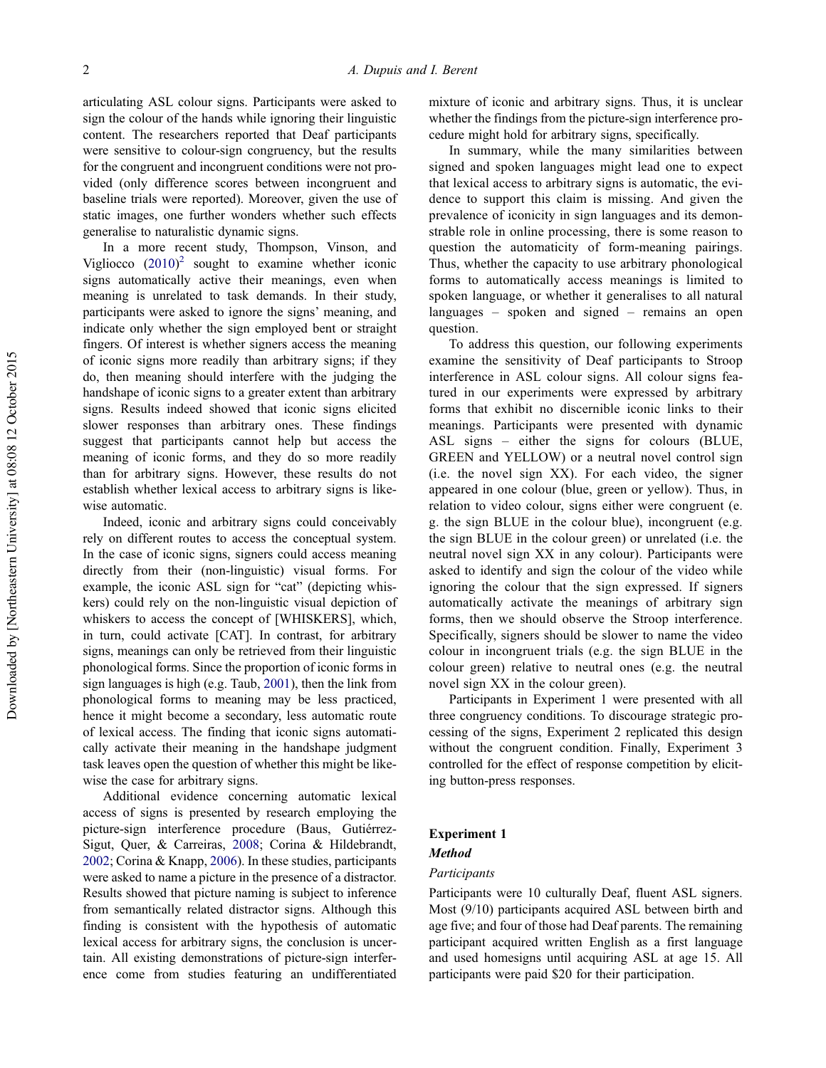articulating ASL colour signs. Participants were asked to sign the colour of the hands while ignoring their linguistic content. The researchers reported that Deaf participants were sensitive to colour-sign congruency, but the results for the congruent and incongruent conditions were not provided (only difference scores between incongruent and baseline trials were reported). Moreover, given the use of static images, one further wonders whether such effects generalise to naturalistic dynamic signs.

In a more recent study, Thompson, Vinson, and Vigliocco (2010)[2] sought to examine whether iconic signs automatically active their meanings, even when meaning is unrelated to task demands. In their study, participants were asked to ignore the signs' meaning, and indicate only whether the sign employed bent or straight fingers. Of interest is whether signers access the meaning of iconic signs more readily than arbitrary signs; if they do, then meaning should interfere with the judging the handshape of iconic signs to a greater extent than arbitrary signs. Results indeed showed that iconic signs elicited slower responses than arbitrary ones. These findings suggest that participants cannot help but access the meaning of iconic forms, and they do so more readily than for arbitrary signs. However, these results do not establish whether lexical access to arbitrary signs is likewise automatic.

Indeed, iconic and arbitrary signs could conceivably rely on different routes to access the conceptual system. In the case of iconic signs, signers could access meaning directly from their (non-linguistic) visual forms. For example, the iconic ASL sign for "cat" (depicting whiskers) could rely on the non-linguistic visual depiction of whiskers to access the concept of [WHISKERS], which, in turn, could activate [CAT]. In contrast, for arbitrary signs, meanings can only be retrieved from their linguistic phonological forms. Since the proportion of iconic forms in sign languages is high (e.g. Taub, 2001), then the link from phonological forms to meaning may be less practiced, hence it might become a secondary, less automatic route of lexical access. The finding that iconic signs automatically activate their meaning in the handshape judgment task leaves open the question of whether this might be likewise the case for arbitrary signs.

Additional evidence concerning automatic lexical access of signs is presented by research employing the picture-sign interference procedure (Baus, Gutiérrez-Sigut, Quer, & Carreiras, 2008; Corina & Hildebrandt, 2002; Corina & Knapp, 2006). In these studies, participants were asked to name a picture in the presence of a distractor. Results showed that picture naming is subject to inference from semantically related distractor signs. Although this finding is consistent with the hypothesis of automatic lexical access for arbitrary signs, the conclusion is uncertain. All existing demonstrations of picture-sign interference come from studies featuring an undifferentiated mixture of iconic and arbitrary signs. Thus, it is unclear whether the findings from the picture-sign interference procedure might hold for arbitrary signs, specifically.

In summary, while the many similarities between signed and spoken languages might lead one to expect that lexical access to arbitrary signs is automatic, the evidence to support this claim is missing. And given the prevalence of iconicity in sign languages and its demonstrable role in online processing, there is some reason to question the automaticity of form-meaning pairings. Thus, whether the capacity to use arbitrary phonological forms to automatically access meanings is limited to spoken language, or whether it generalises to all natural languages – spoken and signed – remains an open question.

To address this question, our following experiments examine the sensitivity of Deaf participants to Stroop interference in ASL colour signs. All colour signs featured in our experiments were expressed by arbitrary forms that exhibit no discernible iconic links to their meanings. Participants were presented with dynamic ASL signs – either the signs for colours (BLUE, GREEN and YELLOW) or a neutral novel control sign (i.e. the novel sign XX). For each video, the signer appeared in one colour (blue, green or yellow). Thus, in relation to video colour, signs either were congruent (e.g. the sign BLUE in the colour blue), incongruent (e.g. the sign BLUE in the colour green) or unrelated (i.e. the neutral novel sign XX in any colour). Participants were asked to identify and sign the colour of the video while ignoring the colour that the sign expressed. If signers automatically activate the meanings of arbitrary sign forms, then we should observe the Stroop interference. Specifically, signers should be slower to name the video colour in incongruent trials (e.g. the sign BLUE in the colour green) relative to neutral ones (e.g. the neutral novel sign XX in the colour green).

Participants in Experiment 1 were presented with all three congruency conditions. To discourage strategic processing of the signs, Experiment 2 replicated this design without the congruent condition. Finally, Experiment 3 controlled for the effect of response competition by eliciting button-press responses.

## Experiment 1

### *Method*

#### *Participants*

Participants were 10 culturally Deaf, fluent ASL signers. Most (9/10) participants acquired ASL between birth and age five; and four of those had Deaf parents. The remaining participant acquired written English as a first language and used homesigns until acquiring ASL at age 15. All participants were paid $20 for their participation.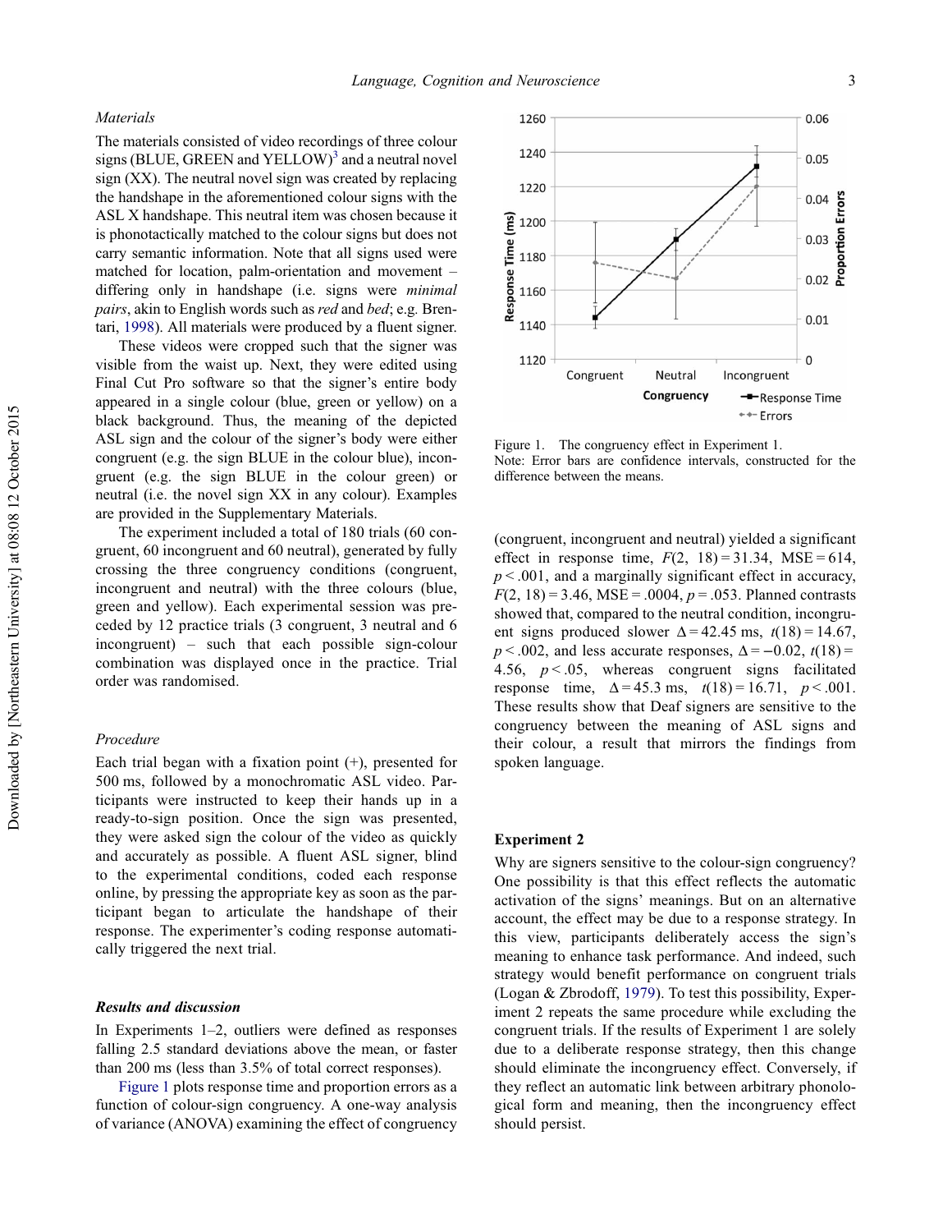### Materials

The materials consisted of video recordings of three colour signs (BLUE, GREEN and YELLOW)[3] and a neutral novel sign (XX). The neutral novel sign was created by replacing the handshape in the aforementioned colour signs with the ASL X handshape. This neutral item was chosen because it is phonotactically matched to the colour signs but does not carry semantic information. Note that all signs used were matched for location, palm-orientation and movement – differing only in handshape (i.e. signs were *minimal pairs*, akin to English words such as *red* and *bed*; e.g. Brentari, 1998). All materials were produced by a fluent signer.

These videos were cropped such that the signer was visible from the waist up. Next, they were edited using Final Cut Pro software so that the signer's entire body appeared in a single colour (blue, green or yellow) on a black background. Thus, the meaning of the depicted ASL sign and the colour of the signer's body were either congruent (e.g. the sign BLUE in the colour blue), incongruent (e.g. the sign BLUE in the colour green) or neutral (i.e. the novel sign XX in any colour). Examples are provided in the Supplementary Materials.

The experiment included a total of 180 trials (60 congruent, 60 incongruent and 60 neutral), generated by fully crossing the three congruency conditions (congruent, incongruent and neutral) with the three colours (blue, green and yellow). Each experimental session was preceded by 12 practice trials (3 congruent, 3 neutral and 6 incongruent) – such that each possible sign-colour combination was displayed once in the practice. Trial order was randomised.

### Procedure

Each trial began with a fixation point (+), presented for 500 ms, followed by a monochromatic ASL video. Participants were instructed to keep their hands up in a ready-to-sign position. Once the sign was presented, they were asked sign the colour of the video as quickly and accurately as possible. A fluent ASL signer, blind to the experimental conditions, coded each response online, by pressing the appropriate key as soon as the participant began to articulate the handshape of their response. The experimenter's coding response automatically triggered the next trial.

### Results and discussion

In Experiments 1–2, outliers were defined as responses falling 2.5 standard deviations above the mean, or faster than 200 ms (less than 3.5% of total correct responses).

Figure 1 plots response time and proportion errors as a function of colour-sign congruency. A one-way analysis of variance (ANOVA) examining the effect of congruency (congruent, incongruent and neutral) yielded a significant effect in response time, $F(2, 18) = 31.34$, $MSE = 614$, $p < .001$, and a marginally significant effect in accuracy, $F(2, 18) = 3.46$, $MSE = .0004$, $p = .053$. Planned contrasts showed that, compared to the neutral condition, incongruent signs produced slower $\Delta = 42.45$ ms, $t(18) = 14.67$, $p < .002$, and less accurate responses, $\Delta = -0.02$, $t(18) = 4.56$, $p < .05$, whereas congruent signs facilitated response time, $\Delta = 45.3$ ms, $t(18) = 16.71$, $p < .001$. These results show that Deaf signers are sensitive to the congruency between the meaning of ASL signs and their colour, a result that mirrors the findings from spoken language.

Figure 1. The congruency effect in Experiment 1.
Note: Error bars are confidence intervals, constructed for the difference between the means.

## Experiment 2

Why are signers sensitive to the colour-sign congruency? One possibility is that this effect reflects the automatic activation of the signs' meanings. But on an alternative account, the effect may be due to a response strategy. In this view, participants deliberately access the sign's meaning to enhance task performance. And indeed, such strategy would benefit performance on congruent trials (Logan & Zbrodoff, 1979). To test this possibility, Experiment 2 repeats the same procedure while excluding the congruent trials. If the results of Experiment 1 are solely due to a deliberate response strategy, then this change should eliminate the incongruency effect. Conversely, if they reflect an automatic link between arbitrary phonological form and meaning, then the incongruency effect should persist.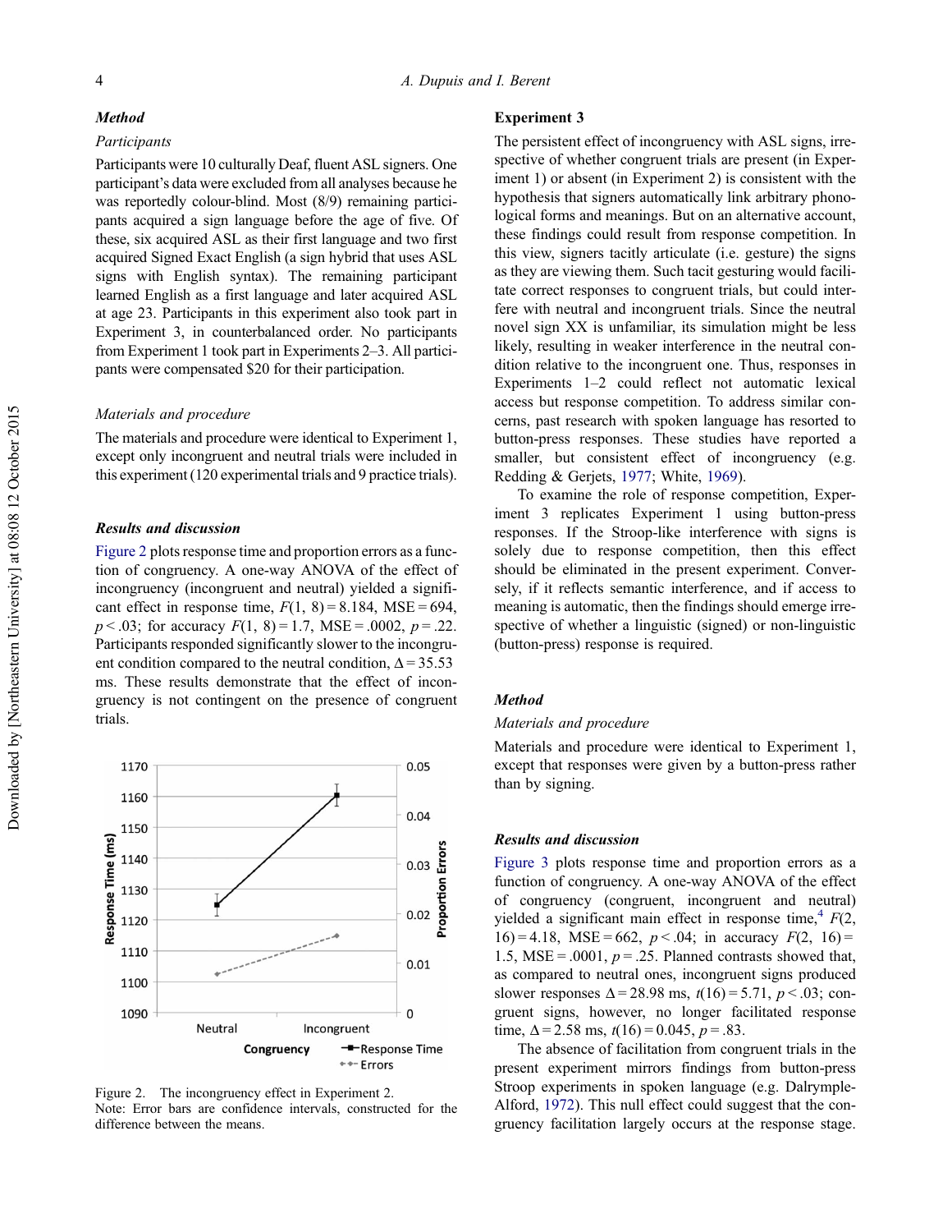### Method

#### *Participants*

Participants were 10 culturally Deaf, fluent ASL signers. One participant's data were excluded from all analyses because he was reportedly colour-blind. Most (8/9) remaining participants acquired a sign language before the age of five. Of these, six acquired ASL as their first language and two first acquired Signed Exact English (a sign hybrid that uses ASL signs with English syntax). The remaining participant learned English as a first language and later acquired ASL at age 23. Participants in this experiment also took part in Experiment 3, in counterbalanced order. No participants from Experiment 1 took part in Experiments 2–3. All participants were compensated \$20 for their participation.

#### *Materials and procedure*

The materials and procedure were identical to Experiment 1, except only incongruent and neutral trials were included in this experiment (120 experimental trials and 9 practice trials).

### Results and discussion

Figure 2 plots response time and proportion errors as a function of congruency. A one-way ANOVA of the effect of incongruency (incongruent and neutral) yielded a significant effect in response time, $F(1, 8) = 8.184$, MSE = 694, $p < .03$; for accuracy $F(1, 8) = 1.7$, MSE = .0002, $p = .22$. Participants responded significantly slower to the incongruent condition compared to the neutral condition, $\Delta = 35.53$ ms. These results demonstrate that the effect of incongruency is not contingent on the presence of congruent trials.

Figure 2. The incongruency effect in Experiment 2.
Note: Error bars are confidence intervals, constructed for the difference between the means.

## Experiment 3

The persistent effect of incongruency with ASL signs, irrespective of whether congruent trials are present (in Experiment 1) or absent (in Experiment 2) is consistent with the hypothesis that signers automatically link arbitrary phonological forms and meanings. But on an alternative account, these findings could result from response competition. In this view, signers tacitly articulate (i.e. gesture) the signs as they are viewing them. Such tacit gesturing would facilitate correct responses to congruent trials, but could interfere with neutral and incongruent trials. Since the neutral novel sign XX is unfamiliar, its simulation might be less likely, resulting in weaker interference in the neutral condition relative to the incongruent one. Thus, responses in Experiments 1–2 could reflect not automatic lexical access but response competition. To address similar concerns, past research with spoken language has resorted to button-press responses. These studies have reported a smaller, but consistent effect of incongruency (e.g. Redding & Gerjets, 1977; White, 1969).

To examine the role of response competition, Experiment 3 replicates Experiment 1 using button-press responses. If the Stroop-like interference with signs is solely due to response competition, then this effect should be eliminated in the present experiment. Conversely, if it reflects semantic interference, and if access to meaning is automatic, then the findings should emerge irrespective of whether a linguistic (signed) or non-linguistic (button-press) response is required.

### Method

#### *Materials and procedure*

Materials and procedure were identical to Experiment 1, except that responses were given by a button-press rather than by signing.

### Results and discussion

Figure 3 plots response time and proportion errors as a function of congruency. A one-way ANOVA of the effect of congruency (congruent, incongruent and neutral) yielded a significant main effect in response time,[4] $F(2, 16) = 4.18$, MSE = 662, $p < .04$; in accuracy $F(2, 16) = 1.5$, MSE = .0001, $p = .25$. Planned contrasts showed that, as compared to neutral ones, incongruent signs produced slower responses $\Delta = 28.98$ ms, $t(16) = 5.71$, $p < .03$; congruent signs, however, no longer facilitated response time, $\Delta = 2.58$ ms, $t(16) = 0.045$, $p = .83$.

The absence of facilitation from congruent trials in the present experiment mirrors findings from button-press Stroop experiments in spoken language (e.g. Dalrymple-Alford, 1972). This null effect could suggest that the congruency facilitation largely occurs at the response stage.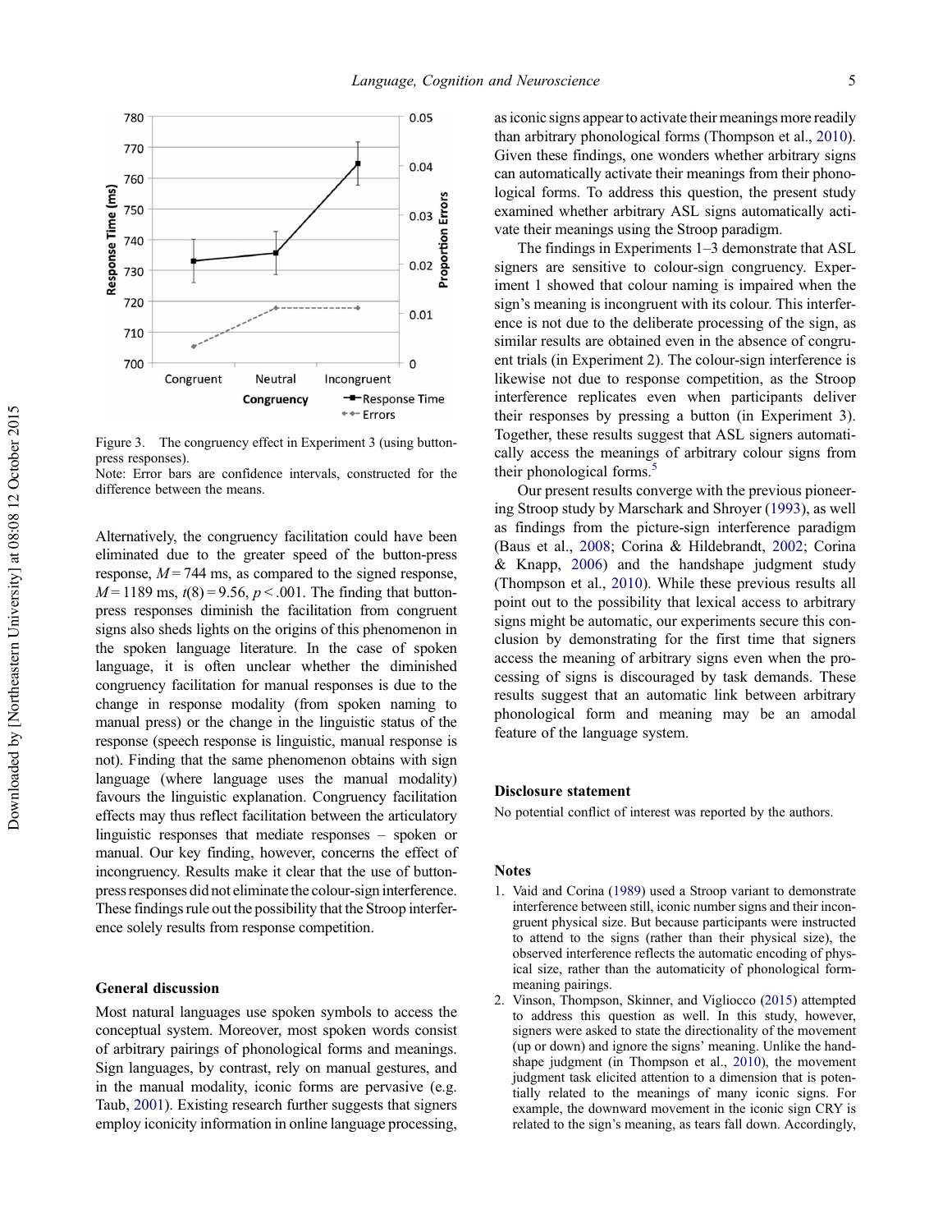Figure 3. The congruency effect in Experiment 3 (using button-press responses).
Note: Error bars are confidence intervals, constructed for the difference between the means.

Alternatively, the congruency facilitation could have been eliminated due to the greater speed of the button-press response, $M = 744$ ms, as compared to the signed response, $M = 1189$ ms, $t(8) = 9.56$, $p < .001$. The finding that button-press responses diminish the facilitation from congruent signs also sheds lights on the origins of this phenomenon in the spoken language literature. In the case of spoken language, it is often unclear whether the diminished congruency facilitation for manual responses is due to the change in response modality (from spoken naming to manual press) or the change in the linguistic status of the response (speech response is linguistic, manual response is not). Finding that the same phenomenon obtains with sign language (where language uses the manual modality) favours the linguistic explanation. Congruency facilitation effects may thus reflect facilitation between the articulatory linguistic responses that mediate responses – spoken or manual. Our key finding, however, concerns the effect of incongruency. Results make it clear that the use of button-press responses did not eliminate the colour-sign interference. These findings rule out the possibility that the Stroop interference solely results from response competition.

## General discussion

Most natural languages use spoken symbols to access the conceptual system. Moreover, most spoken words consist of arbitrary pairings of phonological forms and meanings. Sign languages, by contrast, rely on manual gestures, and in the manual modality, iconic forms are pervasive (e.g. Taub, 2001). Existing research further suggests that signers employ iconicity information in online language processing, as iconic signs appear to activate their meanings more readily than arbitrary phonological forms (Thompson et al., 2010). Given these findings, one wonders whether arbitrary signs can automatically activate their meanings from their phonological forms. To address this question, the present study examined whether arbitrary ASL signs automatically activate their meanings using the Stroop paradigm.

The findings in Experiments 1–3 demonstrate that ASL signers are sensitive to colour-sign congruency. Experiment 1 showed that colour naming is impaired when the sign's meaning is incongruent with its colour. This interference is not due to the deliberate processing of the sign, as similar results are obtained even in the absence of congruent trials (in Experiment 2). The colour-sign interference is likewise not due to response competition, as the Stroop interference replicates even when participants deliver their responses by pressing a button (in Experiment 3). Together, these results suggest that ASL signers automatically access the meanings of arbitrary colour signs from their phonological forms.[5]

Our present results converge with the previous pioneering Stroop study by Marschark and Shroyer (1993), as well as findings from the picture-sign interference paradigm (Baus et al., 2008; Corina & Hildebrandt, 2002; Corina & Knapp, 2006) and the handshape judgment study (Thompson et al., 2010). While these previous results all point out to the possibility that lexical access to arbitrary signs might be automatic, our experiments secure this conclusion by demonstrating for the first time that signers access the meaning of arbitrary signs even when the processing of signs is discouraged by task demands. These results suggest that an automatic link between arbitrary phonological form and meaning may be an amodal feature of the language system.

## Disclosure statement

No potential conflict of interest was reported by the authors.

## Notes

1. Vaid and Corina (1989) used a Stroop variant to demonstrate interference between still, iconic number signs and their incongruent physical size. But because participants were instructed to attend to the signs (rather than their physical size), the observed interference reflects the automatic encoding of physical size, rather than the automaticity of phonological form-meaning pairings.
2. Vinson, Thompson, Skinner, and Vigliocco (2015) attempted to address this question as well. In this study, however, signers were asked to state the directionality of the movement (up or down) and ignore the signs' meaning. Unlike the handshape judgment (in Thompson et al., 2010), the movement judgment task elicited attention to a dimension that is potentially related to the meanings of many iconic signs. For example, the downward movement in the iconic sign CRY is related to the sign's meaning, as tears fall down. Accordingly,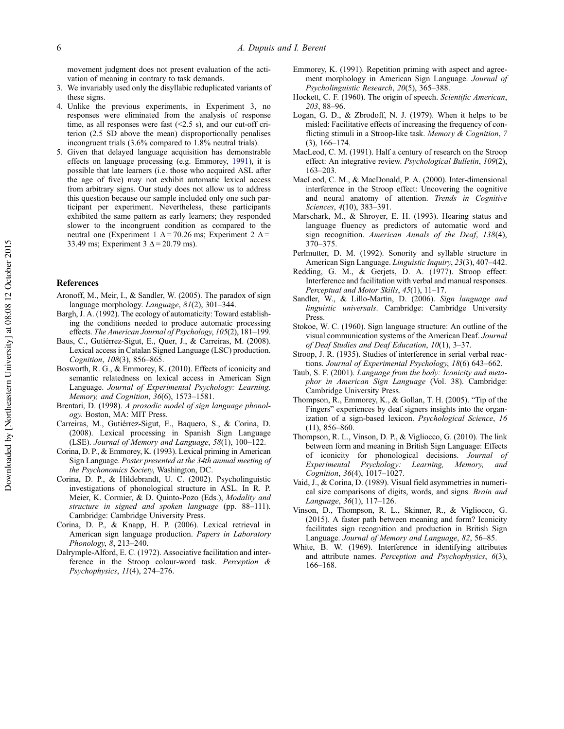movement judgment does not present evaluation of the activation of meaning in contrary to task demands.

3. We invariably used only the disyllabic reduplicated variants of these signs.
4. Unlike the previous experiments, in Experiment 3, no responses were eliminated from the analysis of response time, as all responses were fast (<2.5 s), and our cut-off criterion (2.5 SD above the mean) disproportionally penalises incongruent trials (3.6% compared to 1.8% neutral trials).
5. Given that delayed language acquisition has demonstrable effects on language processing (e.g. Emmorey, 1991), it is possible that late learners (i.e. those who acquired ASL after the age of five) may not exhibit automatic lexical access from arbitrary signs. Our study does not allow us to address this question because our sample included only one such participant per experiment. Nevertheless, these participants exhibited the same pattern as early learners; they responded slower to the incongruent condition as compared to the neutral one (Experiment 1 $\Delta = 70.26$ ms; Experiment 2 $\Delta = 33.49$ ms; Experiment 3 $\Delta = 20.79$ ms).

## References

Aronoff, M., Meir, I., & Sandler, W. (2005). The paradox of sign language morphology. *Language*, *81*(2), 301–344.

Bargh, J. A. (1992). The ecology of automaticity: Toward establishing the conditions needed to produce automatic processing effects. *The American Journal of Psychology*, *105*(2), 181–199.

Baus, C., Gutiérrez-Sigut, E., Quer, J., & Carreiras, M. (2008). Lexical access in Catalan Signed Language (LSC) production. *Cognition*, *108*(3), 856–865.

Bosworth, R. G., & Emmorey, K. (2010). Effects of iconicity and semantic relatedness on lexical access in American Sign Language. *Journal of Experimental Psychology: Learning, Memory, and Cognition*, *36*(6), 1573–1581.

Brentari, D. (1998). *A prosodic model of sign language phonology*. Boston, MA: MIT Press.

Carreiras, M., Gutiérrez-Sigut, E., Baquero, S., & Corina, D. (2008). Lexical processing in Spanish Sign Language (LSE). *Journal of Memory and Language*, *58*(1), 100–122.

Corina, D. P., & Emmorey, K. (1993). Lexical priming in American Sign Language. *Poster presented at the 34th annual meeting of the Psychonomics Society*, Washington, DC.

Corina, D. P., & Hildebrandt, U. C. (2002). Psycholinguistic investigations of phonological structure in ASL. In R. P. Meier, K. Cormier, & D. Quinto-Pozo (Eds.), *Modality and structure in signed and spoken language* (pp. 88–111). Cambridge: Cambridge University Press.

Corina, D. P., & Knapp, H. P. (2006). Lexical retrieval in American sign language production. *Papers in Laboratory Phonology*, *8*, 213–240.

Dalrymple-Alford, E. C. (1972). Associative facilitation and interference in the Stroop colour-word task. *Perception & Psychophysics*, *11*(4), 274–276.

Emmorey, K. (1991). Repetition priming with aspect and agreement morphology in American Sign Language. *Journal of Psycholinguistic Research*, *20*(5), 365–388.

Hockett, C. F. (1960). The origin of speech. *Scientific American*, *203*, 88–96.

Logan, G. D., & Zbrodoff, N. J. (1979). When it helps to be misled: Facilitative effects of increasing the frequency of conflicting stimuli in a Stroop-like task. *Memory & Cognition*, *7* (3), 166–174.

MacLeod, C. M. (1991). Half a century of research on the Stroop effect: An integrative review. *Psychological Bulletin*, *109*(2), 163–203.

MacLeod, C. M., & MacDonald, P. A. (2000). Inter-dimensional interference in the Stroop effect: Uncovering the cognitive and neural anatomy of attention. *Trends in Cognitive Sciences*, *4*(10), 383–391.

Marschark, M., & Shroyer, E. H. (1993). Hearing status and language fluency as predictors of automatic word and sign recognition. *American Annals of the Deaf*, *138*(4), 370–375.

Perlmutter, D. M. (1992). Sonority and syllable structure in American Sign Language. *Linguistic Inquiry*, *23*(3), 407–442.

Redding, G. M., & Gerjets, D. A. (1977). Stroop effect: Interference and facilitation with verbal and manual responses. *Perceptual and Motor Skills*, *45*(1), 11–17.

Sandler, W., & Lillo-Martin, D. (2006). *Sign language and linguistic universals*. Cambridge: Cambridge University Press.

Stokoe, W. C. (1960). Sign language structure: An outline of the visual communication systems of the American Deaf. *Journal of Deaf Studies and Deaf Education*, *10*(1), 3–37.

Stroop, J. R. (1935). Studies of interference in serial verbal reactions. *Journal of Experimental Psychology*, *18*(6) 643–662.

Taub, S. F. (2001). *Language from the body: Iconicity and metaphor in American Sign Language* (Vol. 38). Cambridge: Cambridge University Press.

Thompson, R., Emmorey, K., & Gollan, T. H. (2005). "Tip of the Fingers" experiences by deaf signers insights into the organization of a sign-based lexicon. *Psychological Science*, *16* (11), 856–860.

Thompson, R. L., Vinson, D. P., & Vigliocco, G. (2010). The link between form and meaning in British Sign Language: Effects of iconicity for phonological decisions. *Journal of Experimental Psychology: Learning, Memory, and Cognition*, *36*(4), 1017–1027.

Vaid, J., & Corina, D. (1989). Visual field asymmetries in numerical size comparisons of digits, words, and signs. *Brain and Language*, *36*(1), 117–126.

Vinson, D., Thompson, R. L., Skinner, R., & Vigliocco, G. (2015). A faster path between meaning and form? Iconicity facilitates sign recognition and production in British Sign Language. *Journal of Memory and Language*, *82*, 56–85.

White, B. W. (1969). Interference in identifying attributes and attribute names. *Perception and Psychophysics*, *6*(3), 166–168.